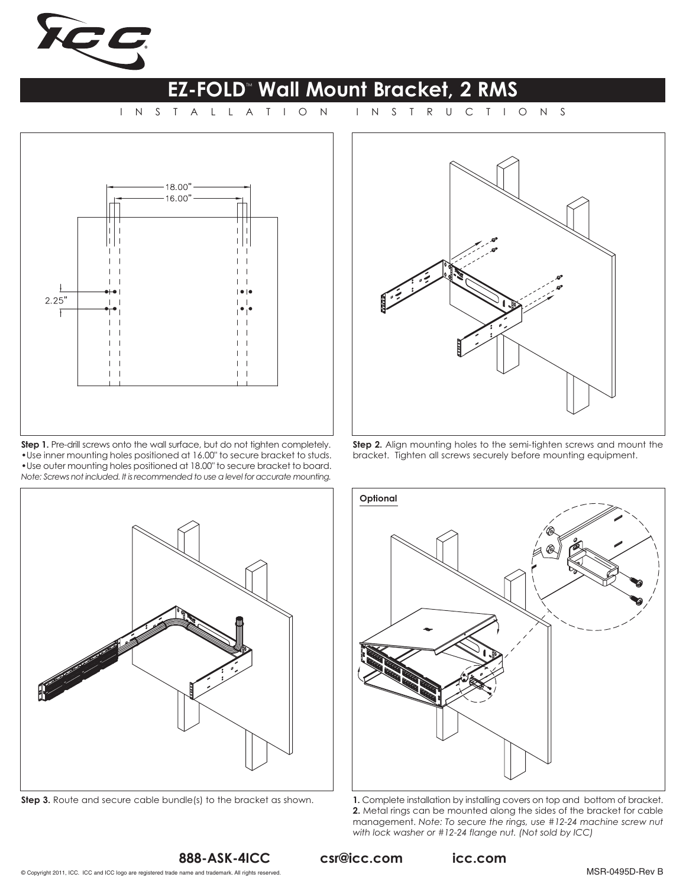# EZ-FOLD™ Wall Mount Bracket, 2 RMS

INSTALLATION INSTRUCTIONS

18.00"

16.00"

2.25"

**Step 1.** Pre-drill screws onto the wall surface, but do not tighten completely.
- Use inner mounting holes positioned at 16.00" to secure bracket to studs.
- Use outer mounting holes positioned at 18.00" to secure bracket to board.

*Note: Screws not included. It is recommended to use a level for accurate mounting.*

**Step 2.** Align mounting holes to the semi-tighten screws and mount the bracket. Tighten all screws securely before mounting equipment.

**Step 3.** Route and secure cable bundle(s) to the bracket as shown.

**Optional**

**1.** Complete installation by installing covers on top and bottom of bracket.
**2.** Metal rings can be mounted along the sides of the bracket for cable management. *Note: To secure the rings, use #12-24 machine screw nut with lock washer or #12-24 flange nut. (Not sold by ICC)*

**888-ASK-4ICC** **csr@icc.com** **icc.com**

© Copyright 2011, ICC. ICC and ICC logo are registered trade name and trademark. All rights reserved.

MSR-0495D-Rev B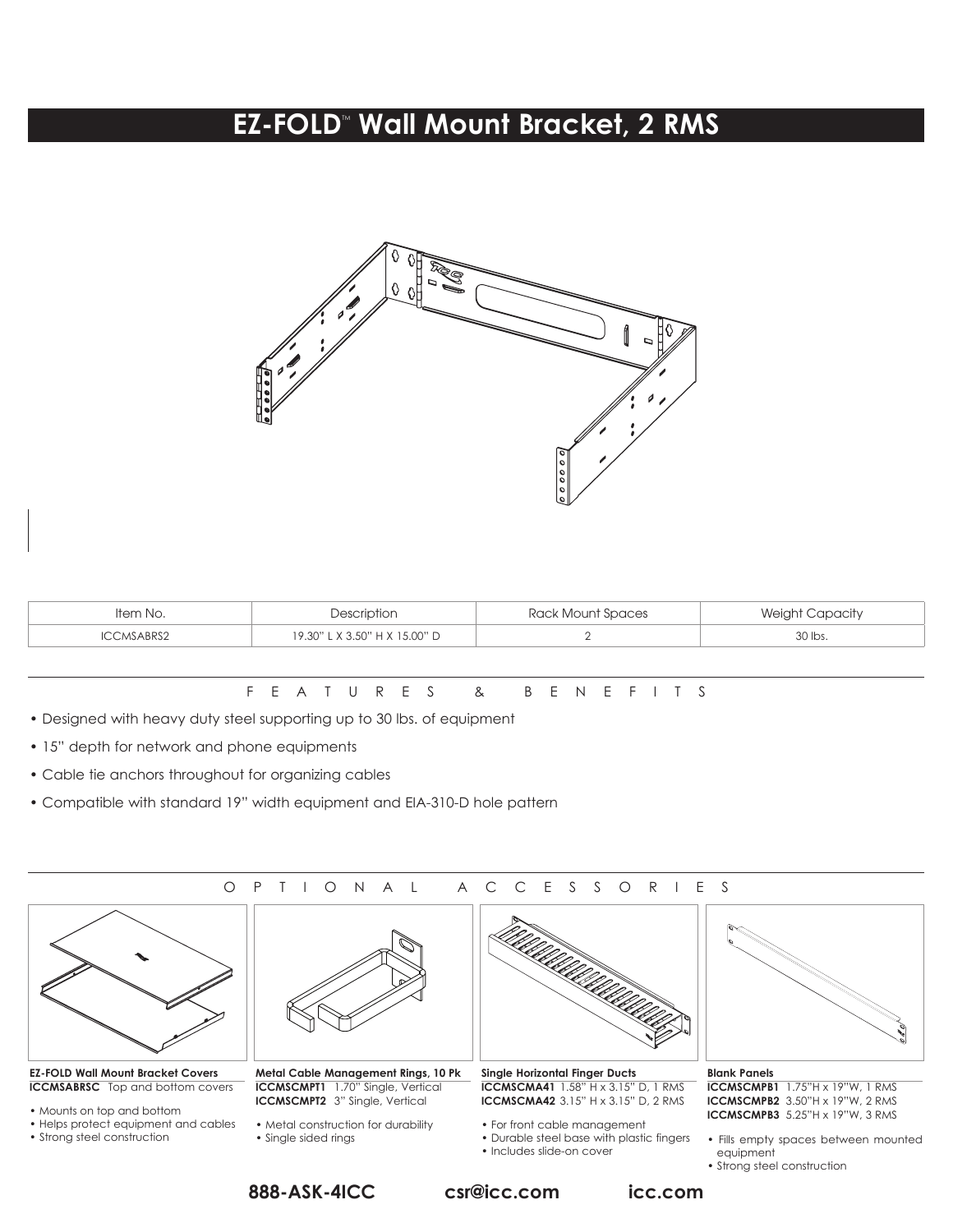# EZ-FOLD™ Wall Mount Bracket, 2 RMS

| Item No. | Description | Rack Mount Spaces | Weight Capacity |
|---|---|---|---|
| ICCMSABRS2 | 19.30" L X 3.50" H X 15.00" D | 2 | 30 lbs. |

## FEATURES & BENEFITS

- Designed with heavy duty steel supporting up to 30 lbs. of equipment
- 15" depth for network and phone equipments
- Cable tie anchors throughout for organizing cables
- Compatible with standard 19" width equipment and EIA-310-D hole pattern

## OPTIONAL ACCESSORIES

**EZ-FOLD Wall Mount Bracket Covers**
**ICCMSABRSC** Top and bottom covers

- Mounts on top and bottom
- Helps protect equipment and cables
- Strong steel construction

**Metal Cable Management Rings, 10 Pk**
**ICCMSCMPT1** 1.70" Single, Vertical
**ICCMSCMPT2** 3" Single, Vertical

- Metal construction for durability
- Single sided rings

**Single Horizontal Finger Ducts**
**ICCMSCMA41** 1.58" H x 3.15" D, 1 RMS
**ICCMSCMA42** 3.15" H x 3.15" D, 2 RMS

- For front cable management
- Durable steel base with plastic fingers
- Includes slide-on cover

**Blank Panels**
**ICCMSCMPB1** 1.75"H x 19"W, 1 RMS
**ICCMSCMPB2** 3.50"H x 19"W, 2 RMS
**ICCMSCMPB3** 5.25"H x 19"W, 3 RMS

- Fills empty spaces between mounted equipment
- Strong steel construction

**888-ASK-4ICC** **csr@icc.com** **icc.com**